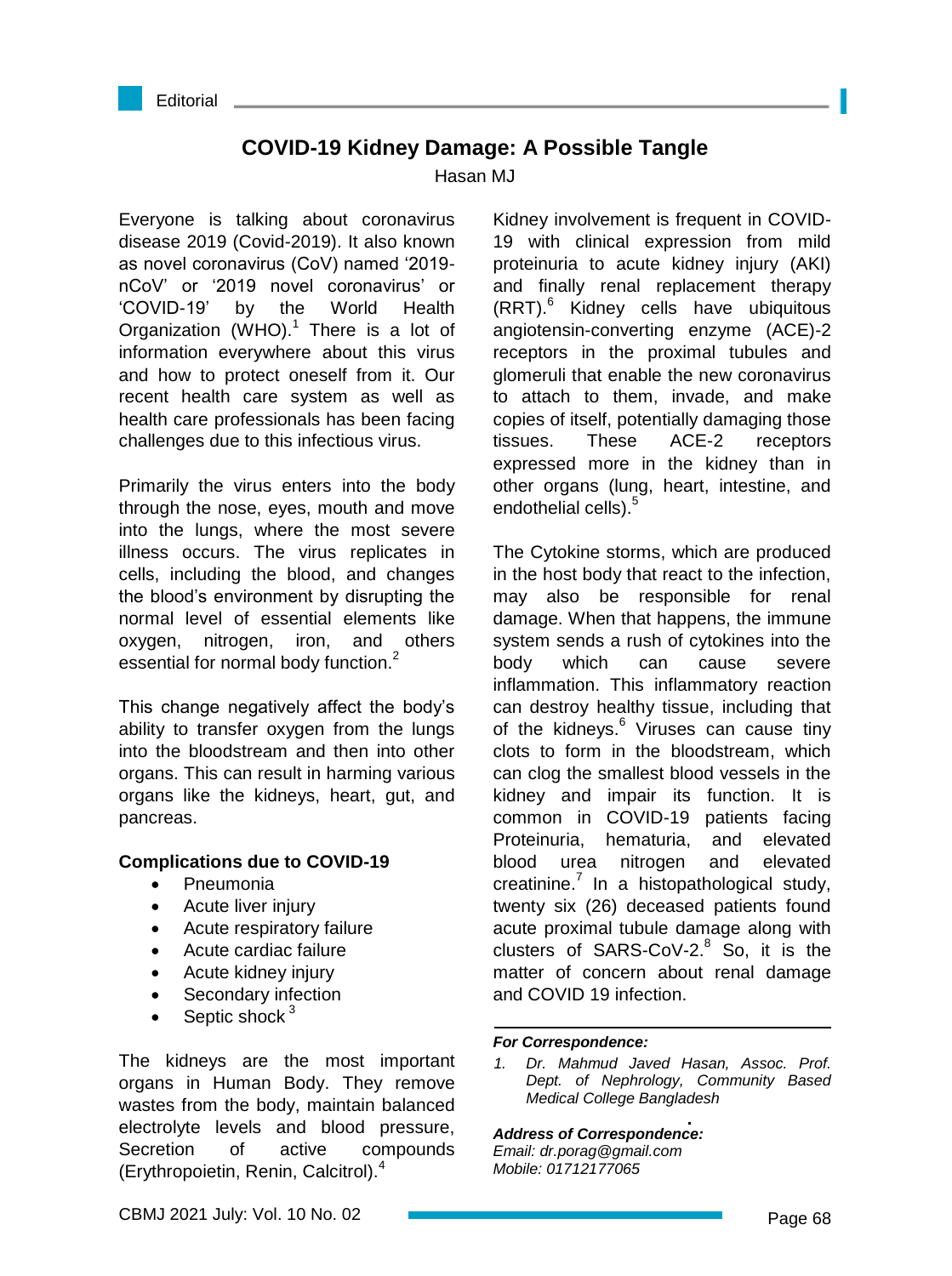Editorial

# COVID-19 Kidney Damage: A Possible Tangle

Hasan MJ

Everyone is talking about coronavirus disease 2019 (Covid-2019). It also known as novel coronavirus (CoV) named '2019-nCoV' or '2019 novel coronavirus' or 'COVID-19' by the World Health Organization (WHO).[1] There is a lot of information everywhere about this virus and how to protect oneself from it. Our recent health care system as well as health care professionals has been facing challenges due to this infectious virus.

Primarily the virus enters into the body through the nose, eyes, mouth and move into the lungs, where the most severe illness occurs. The virus replicates in cells, including the blood, and changes the blood's environment by disrupting the normal level of essential elements like oxygen, nitrogen, iron, and others essential for normal body function.[2]

This change negatively affect the body's ability to transfer oxygen from the lungs into the bloodstream and then into other organs. This can result in harming various organs like the kidneys, heart, gut, and pancreas.

**Complications due to COVID-19**

- Pneumonia
- Acute liver injury
- Acute respiratory failure
- Acute cardiac failure
- Acute kidney injury
- Secondary infection
- Septic shock [3]

The kidneys are the most important organs in Human Body. They remove wastes from the body, maintain balanced electrolyte levels and blood pressure, Secretion of active compounds (Erythropoietin, Renin, Calcitrol).[4]

Kidney involvement is frequent in COVID-19 with clinical expression from mild proteinuria to acute kidney injury (AKI) and finally renal replacement therapy (RRT).[6] Kidney cells have ubiquitous angiotensin-converting enzyme (ACE)-2 receptors in the proximal tubules and glomeruli that enable the new coronavirus to attach to them, invade, and make copies of itself, potentially damaging those tissues. These ACE-2 receptors expressed more in the kidney than in other organs (lung, heart, intestine, and endothelial cells).[5]

The Cytokine storms, which are produced in the host body that react to the infection, may also be responsible for renal damage. When that happens, the immune system sends a rush of cytokines into the body which can cause severe inflammation. This inflammatory reaction can destroy healthy tissue, including that of the kidneys.[6] Viruses can cause tiny clots to form in the bloodstream, which can clog the smallest blood vessels in the kidney and impair its function. It is common in COVID-19 patients facing Proteinuria, hematuria, and elevated blood urea nitrogen and elevated creatinine.[7] In a histopathological study, twenty six (26) deceased patients found acute proximal tubule damage along with clusters of SARS-CoV-2.[8] So, it is the matter of concern about renal damage and COVID 19 infection.

---

***For Correspondence:***

1. *Dr. Mahmud Javed Hasan, Assoc. Prof. Dept. of Nephrology, Community Based Medical College Bangladesh*

***Address of Correspondence:***
*Email: dr.porag@gmail.com*
*Mobile: 01712177065*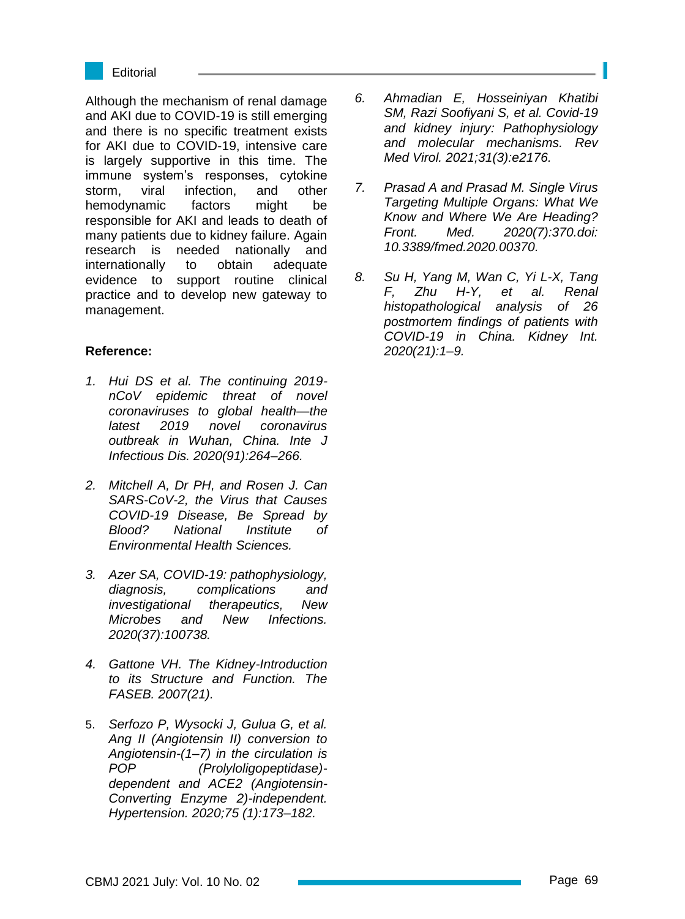Although the mechanism of renal damage and AKI due to COVID-19 is still emerging and there is no specific treatment exists for AKI due to COVID-19, intensive care is largely supportive in this time. The immune system's responses, cytokine storm, viral infection, and other hemodynamic factors might be responsible for AKI and leads to death of many patients due to kidney failure. Again research is needed nationally and internationally to obtain adequate evidence to support routine clinical practice and to develop new gateway to management.

**Reference:**

1. *Hui DS et al. The continuing 2019-nCoV epidemic threat of novel coronaviruses to global health—the latest 2019 novel coronavirus outbreak in Wuhan, China. Inte J Infectious Dis. 2020(91):264–266.*
2. *Mitchell A, Dr PH, and Rosen J. Can SARS-CoV-2, the Virus that Causes COVID-19 Disease, Be Spread by Blood? National Institute of Environmental Health Sciences.*
3. *Azer SA, COVID-19: pathophysiology, diagnosis, complications and investigational therapeutics, New Microbes and New Infections. 2020(37):100738.*
4. *Gattone VH. The Kidney-Introduction to its Structure and Function. The FASEB. 2007(21).*
5. *Serfozo P, Wysocki J, Gulua G, et al. Ang II (Angiotensin II) conversion to Angiotensin-(1–7) in the circulation is POP (Prolyloligopeptidase)-dependent and ACE2 (Angiotensin-Converting Enzyme 2)-independent. Hypertension. 2020;75 (1):173–182.*
6. *Ahmadian E, Hosseiniyan Khatibi SM, Razi Soofiyani S, et al. Covid-19 and kidney injury: Pathophysiology and molecular mechanisms. Rev Med Virol. 2021;31(3):e2176.*
7. *Prasad A and Prasad M. Single Virus Targeting Multiple Organs: What We Know and Where We Are Heading? Front. Med. 2020(7):370.doi: 10.3389/fmed.2020.00370.*
8. *Su H, Yang M, Wan C, Yi L-X, Tang F, Zhu H-Y, et al. Renal histopathological analysis of 26 postmortem findings of patients with COVID-19 in China. Kidney Int. 2020(21):1–9.*